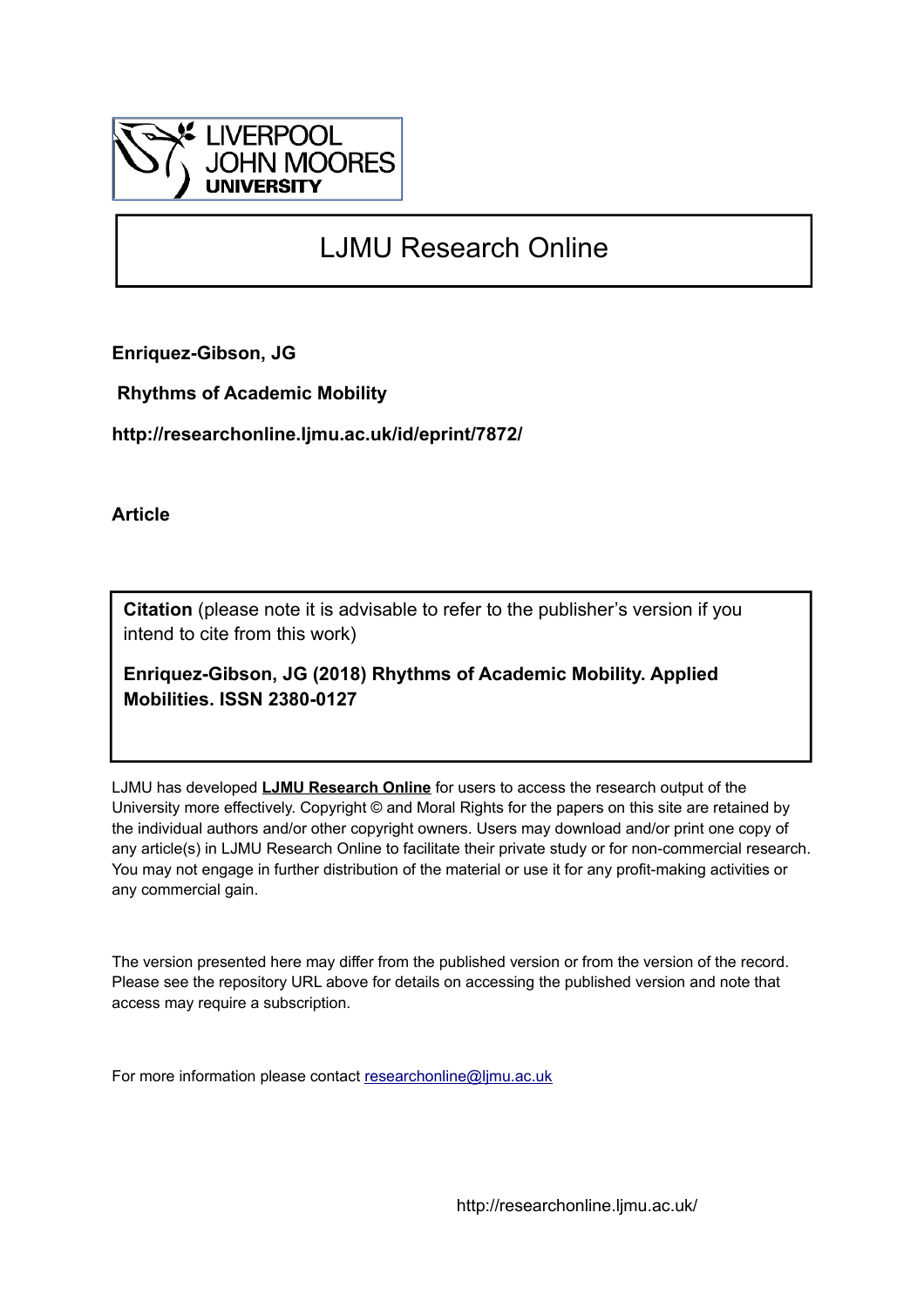LIVERPOOL JOHN MOORES UNIVERSITY

# LJMU Research Online

**Enriquez-Gibson, JG**

**Rhythms of Academic Mobility**

**http://researchonline.ljmu.ac.uk/id/eprint/7872/**

**Article**

**Citation** (please note it is advisable to refer to the publisher's version if you intend to cite from this work)

**Enriquez-Gibson, JG (2018) Rhythms of Academic Mobility. Applied Mobilities. ISSN 2380-0127**

LJMU has developed **LJMU Research Online** for users to access the research output of the University more effectively. Copyright © and Moral Rights for the papers on this site are retained by the individual authors and/or other copyright owners. Users may download and/or print one copy of any article(s) in LJMU Research Online to facilitate their private study or for non-commercial research. You may not engage in further distribution of the material or use it for any profit-making activities or any commercial gain.

The version presented here may differ from the published version or from the version of the record. Please see the repository URL above for details on accessing the published version and note that access may require a subscription.

For more information please contact researchonline@ljmu.ac.uk

http://researchonline.ljmu.ac.uk/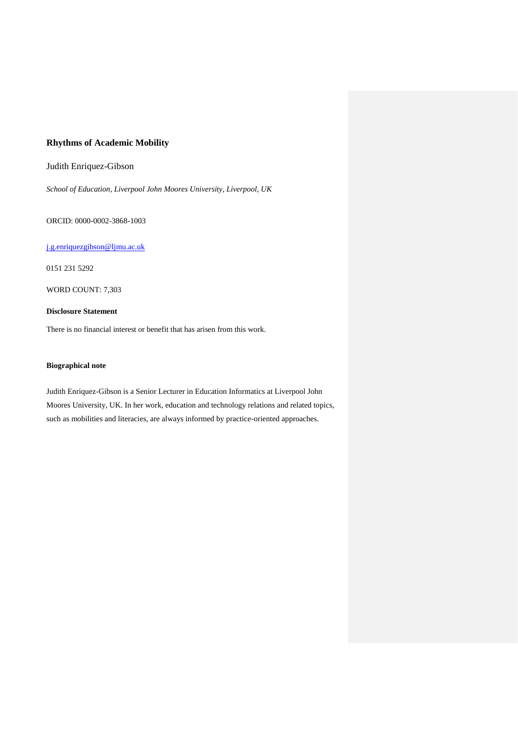# Rhythms of Academic Mobility

Judith Enriquez-Gibson

*School of Education, Liverpool John Moores University, Liverpool, UK*

ORCID: 0000-0002-3868-1003

j.g.enriquezgibson@ljmu.ac.uk

0151 231 5292

WORD COUNT: 7,303

**Disclosure Statement**

There is no financial interest or benefit that has arisen from this work.

**Biographical note**

Judith Enriquez-Gibson is a Senior Lecturer in Education Informatics at Liverpool John Moores University, UK. In her work, education and technology relations and related topics, such as mobilities and literacies, are always informed by practice-oriented approaches.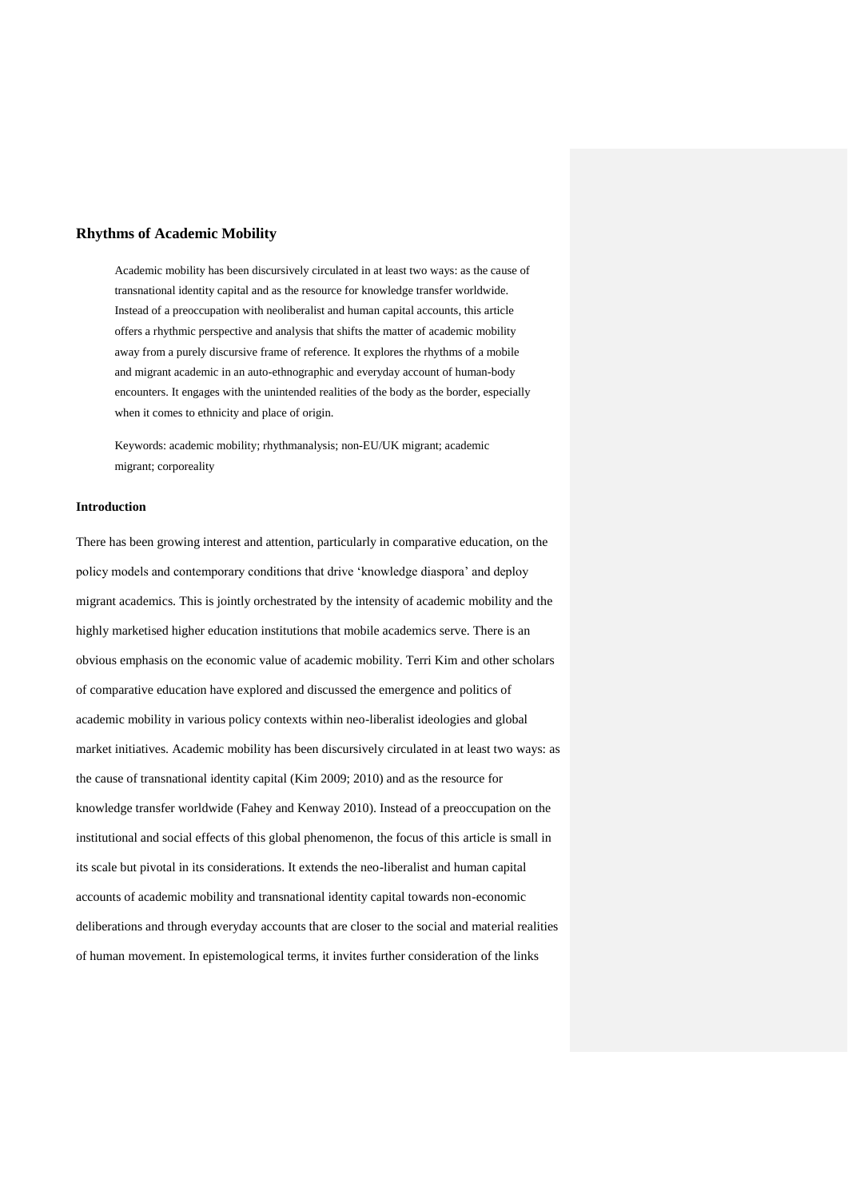## Rhythms of Academic Mobility

> Academic mobility has been discursively circulated in at least two ways: as the cause of transnational identity capital and as the resource for knowledge transfer worldwide. Instead of a preoccupation with neoliberalist and human capital accounts, this article offers a rhythmic perspective and analysis that shifts the matter of academic mobility away from a purely discursive frame of reference. It explores the rhythms of a mobile and migrant academic in an auto-ethnographic and everyday account of human-body encounters. It engages with the unintended realities of the body as the border, especially when it comes to ethnicity and place of origin.
>
> Keywords: academic mobility; rhythmanalysis; non-EU/UK migrant; academic migrant; corporeality

### Introduction

There has been growing interest and attention, particularly in comparative education, on the policy models and contemporary conditions that drive 'knowledge diaspora' and deploy migrant academics. This is jointly orchestrated by the intensity of academic mobility and the highly marketised higher education institutions that mobile academics serve. There is an obvious emphasis on the economic value of academic mobility. Terri Kim and other scholars of comparative education have explored and discussed the emergence and politics of academic mobility in various policy contexts within neo-liberalist ideologies and global market initiatives. Academic mobility has been discursively circulated in at least two ways: as the cause of transnational identity capital (Kim 2009; 2010) and as the resource for knowledge transfer worldwide (Fahey and Kenway 2010). Instead of a preoccupation on the institutional and social effects of this global phenomenon, the focus of this article is small in its scale but pivotal in its considerations. It extends the neo-liberalist and human capital accounts of academic mobility and transnational identity capital towards non-economic deliberations and through everyday accounts that are closer to the social and material realities of human movement. In epistemological terms, it invites further consideration of the links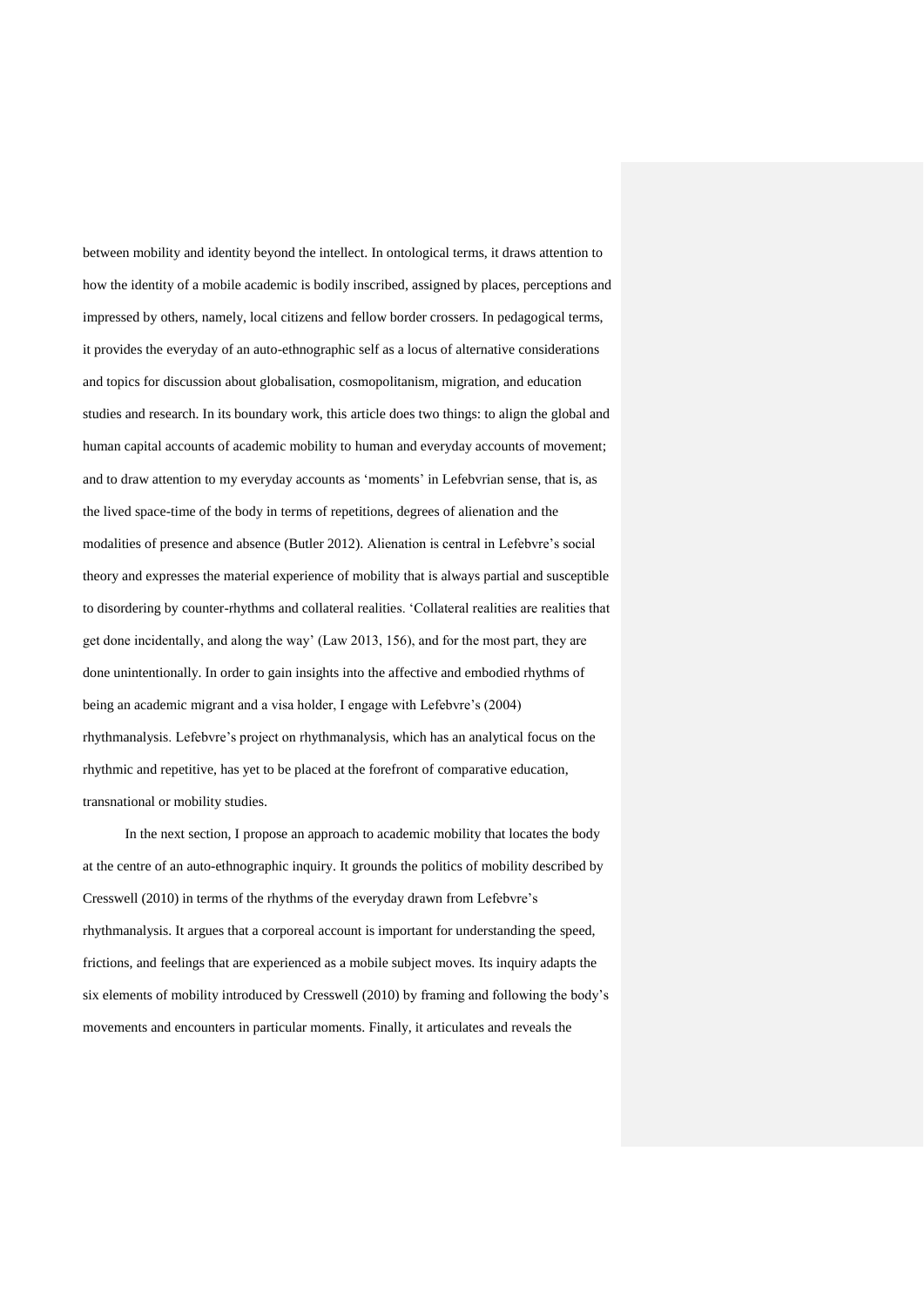between mobility and identity beyond the intellect. In ontological terms, it draws attention to how the identity of a mobile academic is bodily inscribed, assigned by places, perceptions and impressed by others, namely, local citizens and fellow border crossers. In pedagogical terms, it provides the everyday of an auto-ethnographic self as a locus of alternative considerations and topics for discussion about globalisation, cosmopolitanism, migration, and education studies and research. In its boundary work, this article does two things: to align the global and human capital accounts of academic mobility to human and everyday accounts of movement; and to draw attention to my everyday accounts as 'moments' in Lefebvrian sense, that is, as the lived space-time of the body in terms of repetitions, degrees of alienation and the modalities of presence and absence (Butler 2012). Alienation is central in Lefebvre's social theory and expresses the material experience of mobility that is always partial and susceptible to disordering by counter-rhythms and collateral realities. 'Collateral realities are realities that get done incidentally, and along the way' (Law 2013, 156), and for the most part, they are done unintentionally. In order to gain insights into the affective and embodied rhythms of being an academic migrant and a visa holder, I engage with Lefebvre's (2004) rhythmanalysis. Lefebvre's project on rhythmanalysis, which has an analytical focus on the rhythmic and repetitive, has yet to be placed at the forefront of comparative education, transnational or mobility studies.

In the next section, I propose an approach to academic mobility that locates the body at the centre of an auto-ethnographic inquiry. It grounds the politics of mobility described by Cresswell (2010) in terms of the rhythms of the everyday drawn from Lefebvre's rhythmanalysis. It argues that a corporeal account is important for understanding the speed, frictions, and feelings that are experienced as a mobile subject moves. Its inquiry adapts the six elements of mobility introduced by Cresswell (2010) by framing and following the body's movements and encounters in particular moments. Finally, it articulates and reveals the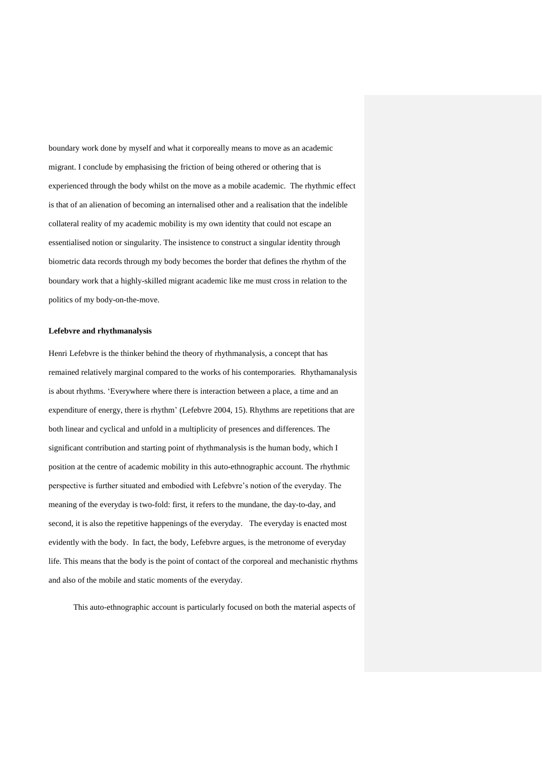boundary work done by myself and what it corporeally means to move as an academic migrant. I conclude by emphasising the friction of being othered or othering that is experienced through the body whilst on the move as a mobile academic. The rhythmic effect is that of an alienation of becoming an internalised other and a realisation that the indelible collateral reality of my academic mobility is my own identity that could not escape an essentialised notion or singularity. The insistence to construct a singular identity through biometric data records through my body becomes the border that defines the rhythm of the boundary work that a highly-skilled migrant academic like me must cross in relation to the politics of my body-on-the-move.

**Lefebvre and rhythmanalysis**

Henri Lefebvre is the thinker behind the theory of rhythmanalysis, a concept that has remained relatively marginal compared to the works of his contemporaries. Rhythamanalysis is about rhythms. 'Everywhere where there is interaction between a place, a time and an expenditure of energy, there is rhythm' (Lefebvre 2004, 15). Rhythms are repetitions that are both linear and cyclical and unfold in a multiplicity of presences and differences. The significant contribution and starting point of rhythmanalysis is the human body, which I position at the centre of academic mobility in this auto-ethnographic account. The rhythmic perspective is further situated and embodied with Lefebvre's notion of the everyday. The meaning of the everyday is two-fold: first, it refers to the mundane, the day-to-day, and second, it is also the repetitive happenings of the everyday. The everyday is enacted most evidently with the body. In fact, the body, Lefebvre argues, is the metronome of everyday life. This means that the body is the point of contact of the corporeal and mechanistic rhythms and also of the mobile and static moments of the everyday.

This auto-ethnographic account is particularly focused on both the material aspects of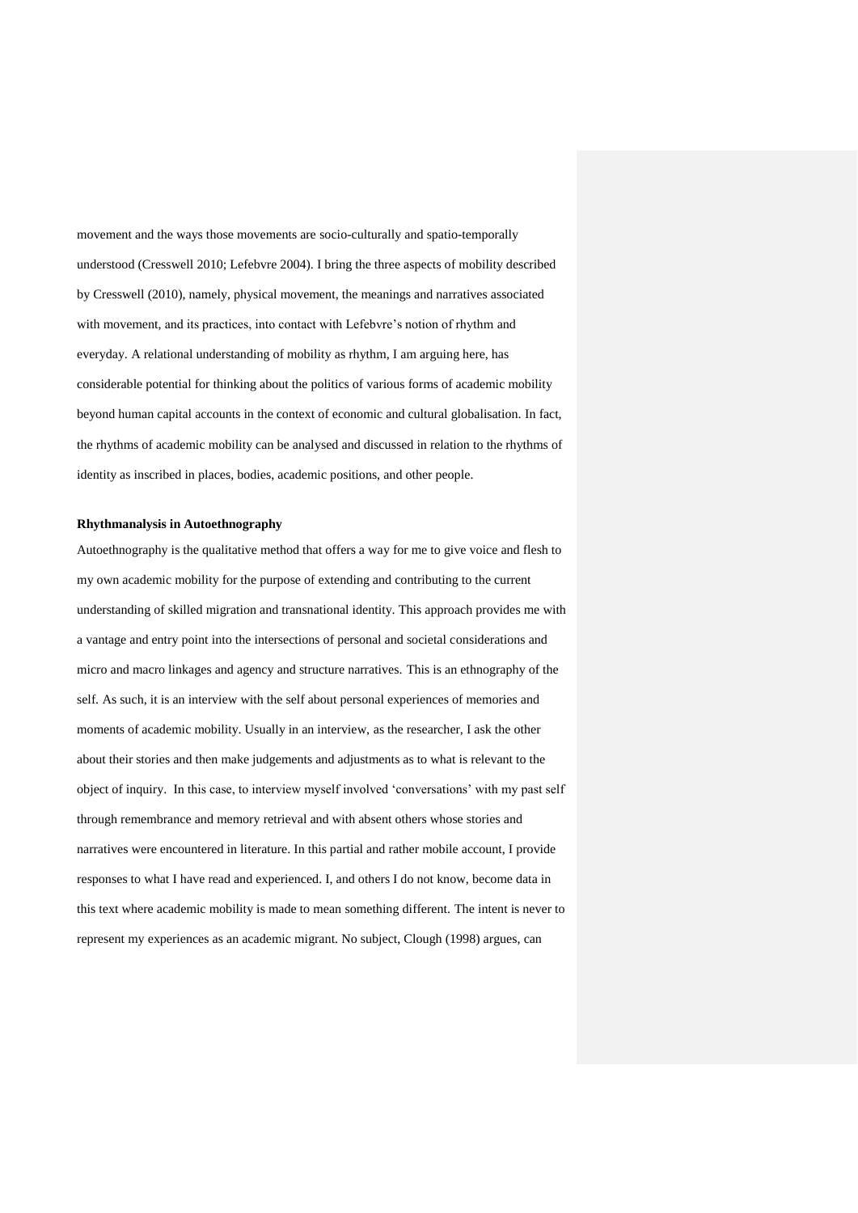movement and the ways those movements are socio-culturally and spatio-temporally understood (Cresswell 2010; Lefebvre 2004). I bring the three aspects of mobility described by Cresswell (2010), namely, physical movement, the meanings and narratives associated with movement, and its practices, into contact with Lefebvre's notion of rhythm and everyday. A relational understanding of mobility as rhythm, I am arguing here, has considerable potential for thinking about the politics of various forms of academic mobility beyond human capital accounts in the context of economic and cultural globalisation. In fact, the rhythms of academic mobility can be analysed and discussed in relation to the rhythms of identity as inscribed in places, bodies, academic positions, and other people.

**Rhythmanalysis in Autoethnography**

Autoethnography is the qualitative method that offers a way for me to give voice and flesh to my own academic mobility for the purpose of extending and contributing to the current understanding of skilled migration and transnational identity. This approach provides me with a vantage and entry point into the intersections of personal and societal considerations and micro and macro linkages and agency and structure narratives. This is an ethnography of the self. As such, it is an interview with the self about personal experiences of memories and moments of academic mobility. Usually in an interview, as the researcher, I ask the other about their stories and then make judgements and adjustments as to what is relevant to the object of inquiry. In this case, to interview myself involved 'conversations' with my past self through remembrance and memory retrieval and with absent others whose stories and narratives were encountered in literature. In this partial and rather mobile account, I provide responses to what I have read and experienced. I, and others I do not know, become data in this text where academic mobility is made to mean something different. The intent is never to represent my experiences as an academic migrant. No subject, Clough (1998) argues, can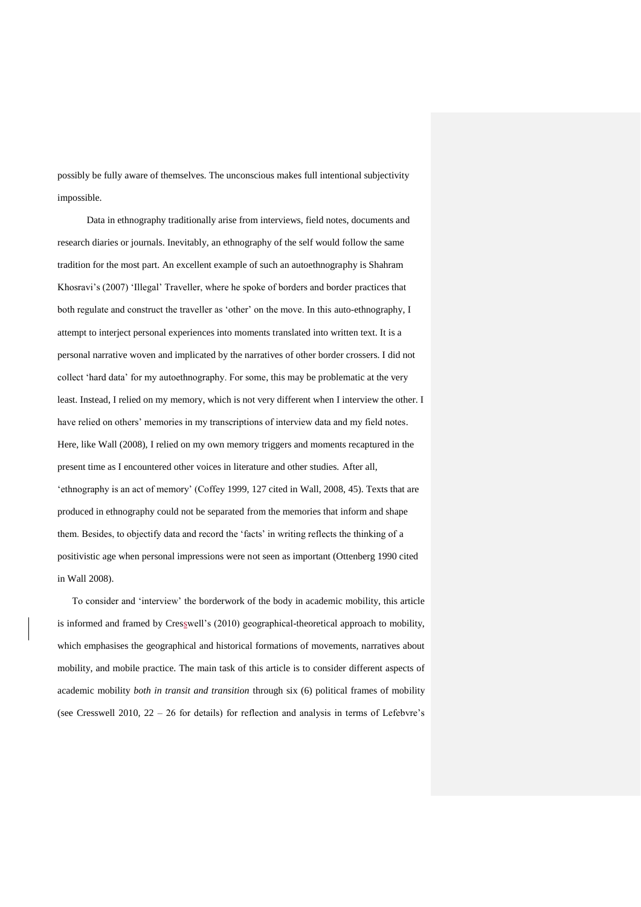possibly be fully aware of themselves. The unconscious makes full intentional subjectivity impossible.

Data in ethnography traditionally arise from interviews, field notes, documents and research diaries or journals. Inevitably, an ethnography of the self would follow the same tradition for the most part. An excellent example of such an autoethnography is Shahram Khosravi's (2007) 'Illegal' Traveller, where he spoke of borders and border practices that both regulate and construct the traveller as 'other' on the move. In this auto-ethnography, I attempt to interject personal experiences into moments translated into written text. It is a personal narrative woven and implicated by the narratives of other border crossers. I did not collect 'hard data' for my autoethnography. For some, this may be problematic at the very least. Instead, I relied on my memory, which is not very different when I interview the other. I have relied on others' memories in my transcriptions of interview data and my field notes. Here, like Wall (2008), I relied on my own memory triggers and moments recaptured in the present time as I encountered other voices in literature and other studies. After all, 'ethnography is an act of memory' (Coffey 1999, 127 cited in Wall, 2008, 45). Texts that are produced in ethnography could not be separated from the memories that inform and shape them. Besides, to objectify data and record the 'facts' in writing reflects the thinking of a positivistic age when personal impressions were not seen as important (Ottenberg 1990 cited in Wall 2008).

To consider and 'interview' the borderwork of the body in academic mobility, this article is informed and framed by Cresswell's (2010) geographical-theoretical approach to mobility, which emphasises the geographical and historical formations of movements, narratives about mobility, and mobile practice. The main task of this article is to consider different aspects of academic mobility *both in transit and transition* through six (6) political frames of mobility (see Cresswell 2010, 22 – 26 for details) for reflection and analysis in terms of Lefebvre's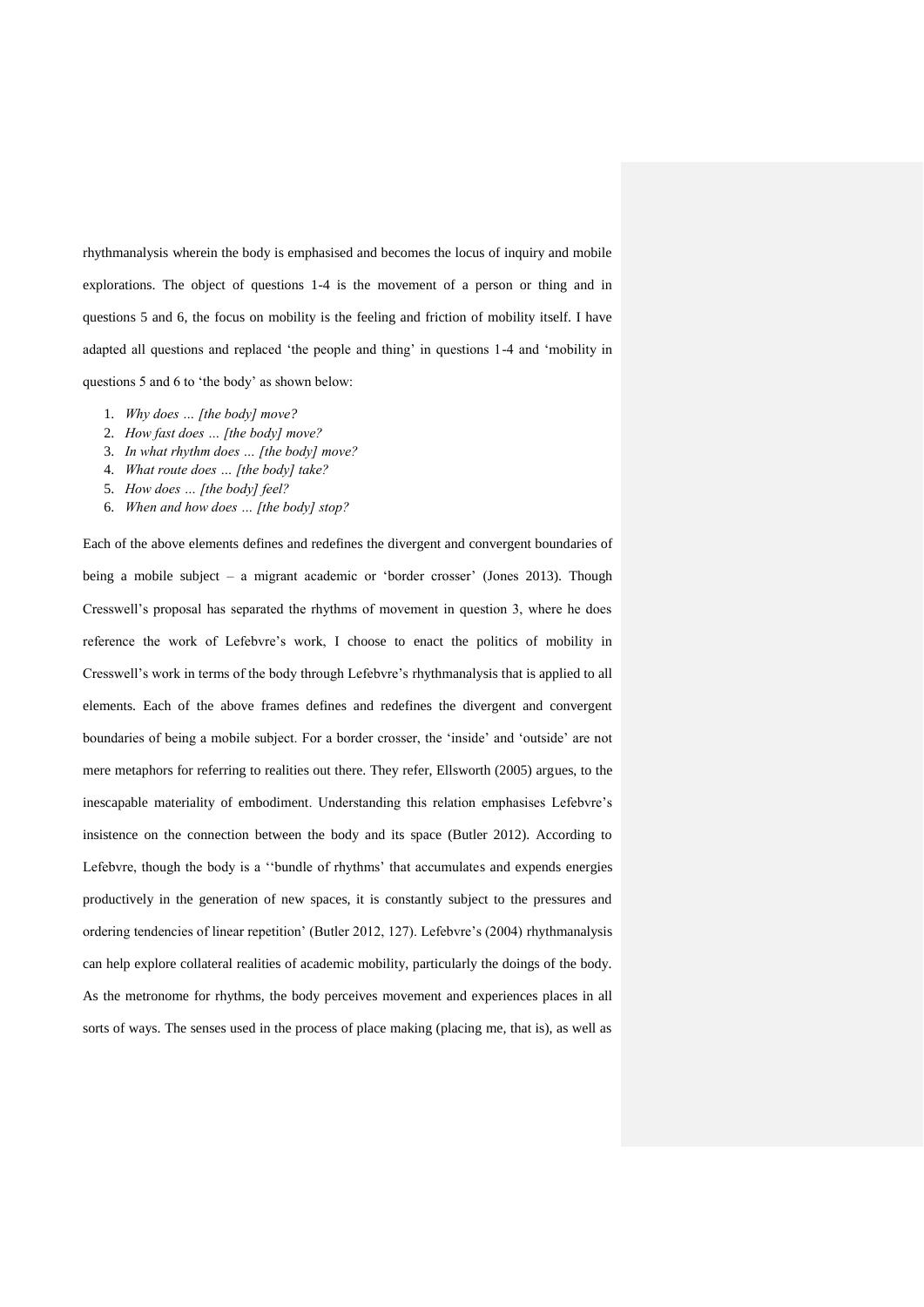rhythmanalysis wherein the body is emphasised and becomes the locus of inquiry and mobile explorations. The object of questions 1-4 is the movement of a person or thing and in questions 5 and 6, the focus on mobility is the feeling and friction of mobility itself. I have adapted all questions and replaced 'the people and thing' in questions 1-4 and 'mobility in questions 5 and 6 to 'the body' as shown below:

1. *Why does … [the body] move?*
2. *How fast does … [the body] move?*
3. *In what rhythm does … [the body] move?*
4. *What route does … [the body] take?*
5. *How does … [the body] feel?*
6. *When and how does … [the body] stop?*

Each of the above elements defines and redefines the divergent and convergent boundaries of being a mobile subject – a migrant academic or 'border crosser' (Jones 2013). Though Cresswell's proposal has separated the rhythms of movement in question 3, where he does reference the work of Lefebvre's work, I choose to enact the politics of mobility in Cresswell's work in terms of the body through Lefebvre's rhythmanalysis that is applied to all elements. Each of the above frames defines and redefines the divergent and convergent boundaries of being a mobile subject. For a border crosser, the 'inside' and 'outside' are not mere metaphors for referring to realities out there. They refer, Ellsworth (2005) argues, to the inescapable materiality of embodiment. Understanding this relation emphasises Lefebvre's insistence on the connection between the body and its space (Butler 2012). According to Lefebvre, though the body is a ''bundle of rhythms' that accumulates and expends energies productively in the generation of new spaces, it is constantly subject to the pressures and ordering tendencies of linear repetition' (Butler 2012, 127). Lefebvre's (2004) rhythmanalysis can help explore collateral realities of academic mobility, particularly the doings of the body. As the metronome for rhythms, the body perceives movement and experiences places in all sorts of ways. The senses used in the process of place making (placing me, that is), as well as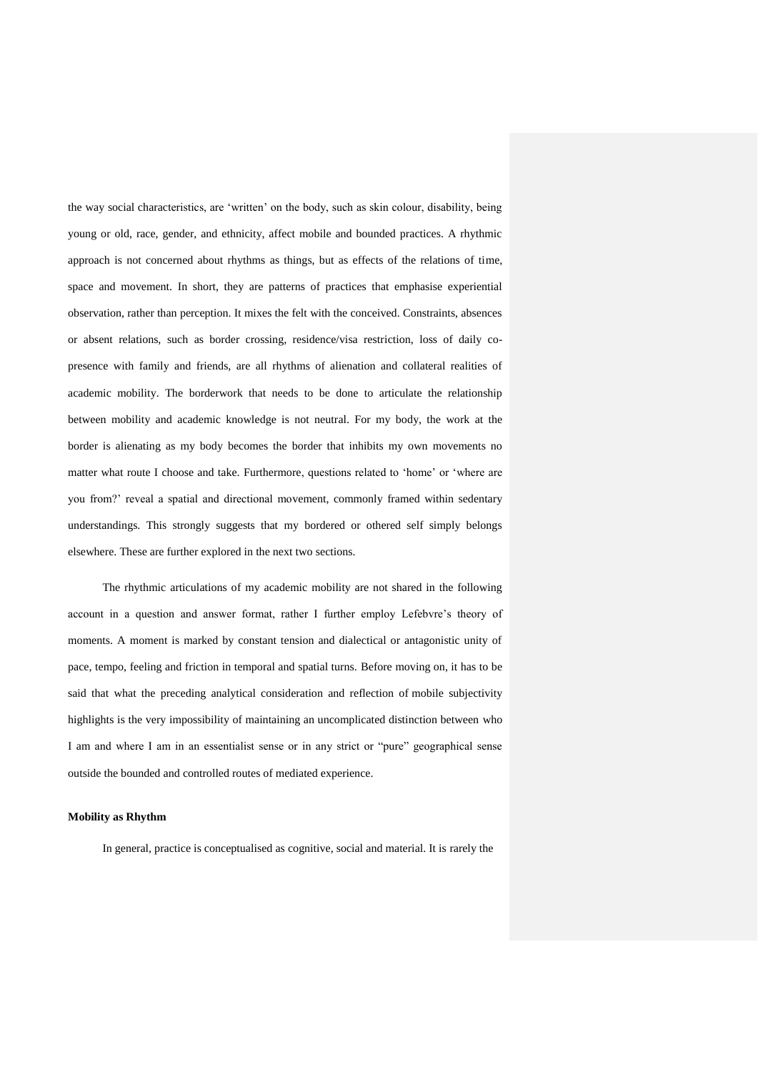the way social characteristics, are 'written' on the body, such as skin colour, disability, being young or old, race, gender, and ethnicity, affect mobile and bounded practices. A rhythmic approach is not concerned about rhythms as things, but as effects of the relations of time, space and movement. In short, they are patterns of practices that emphasise experiential observation, rather than perception. It mixes the felt with the conceived. Constraints, absences or absent relations, such as border crossing, residence/visa restriction, loss of daily co-presence with family and friends, are all rhythms of alienation and collateral realities of academic mobility. The borderwork that needs to be done to articulate the relationship between mobility and academic knowledge is not neutral. For my body, the work at the border is alienating as my body becomes the border that inhibits my own movements no matter what route I choose and take. Furthermore, questions related to 'home' or 'where are you from?' reveal a spatial and directional movement, commonly framed within sedentary understandings. This strongly suggests that my bordered or othered self simply belongs elsewhere. These are further explored in the next two sections.

The rhythmic articulations of my academic mobility are not shared in the following account in a question and answer format, rather I further employ Lefebvre's theory of moments. A moment is marked by constant tension and dialectical or antagonistic unity of pace, tempo, feeling and friction in temporal and spatial turns. Before moving on, it has to be said that what the preceding analytical consideration and reflection of mobile subjectivity highlights is the very impossibility of maintaining an uncomplicated distinction between who I am and where I am in an essentialist sense or in any strict or "pure" geographical sense outside the bounded and controlled routes of mediated experience.

**Mobility as Rhythm**

In general, practice is conceptualised as cognitive, social and material. It is rarely the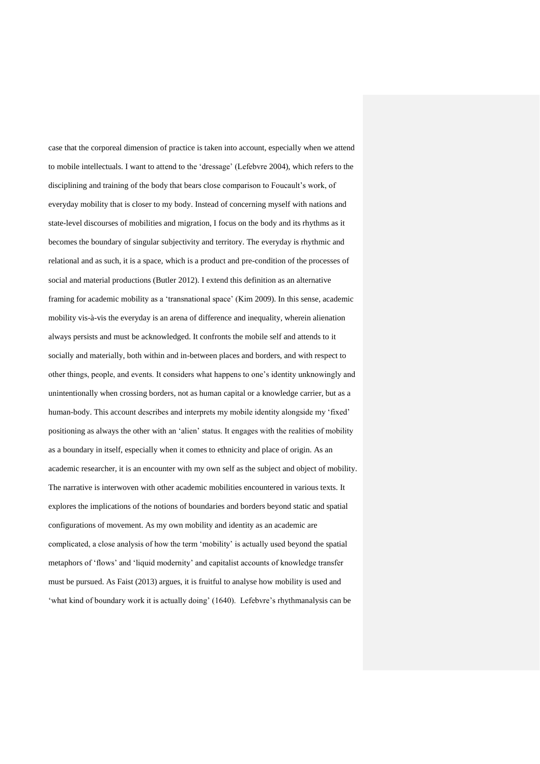case that the corporeal dimension of practice is taken into account, especially when we attend to mobile intellectuals. I want to attend to the 'dressage' (Lefebvre 2004), which refers to the disciplining and training of the body that bears close comparison to Foucault's work, of everyday mobility that is closer to my body. Instead of concerning myself with nations and state-level discourses of mobilities and migration, I focus on the body and its rhythms as it becomes the boundary of singular subjectivity and territory. The everyday is rhythmic and relational and as such, it is a space, which is a product and pre-condition of the processes of social and material productions (Butler 2012). I extend this definition as an alternative framing for academic mobility as a 'transnational space' (Kim 2009). In this sense, academic mobility vis-à-vis the everyday is an arena of difference and inequality, wherein alienation always persists and must be acknowledged. It confronts the mobile self and attends to it socially and materially, both within and in-between places and borders, and with respect to other things, people, and events. It considers what happens to one's identity unknowingly and unintentionally when crossing borders, not as human capital or a knowledge carrier, but as a human-body. This account describes and interprets my mobile identity alongside my 'fixed' positioning as always the other with an 'alien' status. It engages with the realities of mobility as a boundary in itself, especially when it comes to ethnicity and place of origin. As an academic researcher, it is an encounter with my own self as the subject and object of mobility. The narrative is interwoven with other academic mobilities encountered in various texts. It explores the implications of the notions of boundaries and borders beyond static and spatial configurations of movement. As my own mobility and identity as an academic are complicated, a close analysis of how the term 'mobility' is actually used beyond the spatial metaphors of 'flows' and 'liquid modernity' and capitalist accounts of knowledge transfer must be pursued. As Faist (2013) argues, it is fruitful to analyse how mobility is used and 'what kind of boundary work it is actually doing' (1640). Lefebvre's rhythmanalysis can be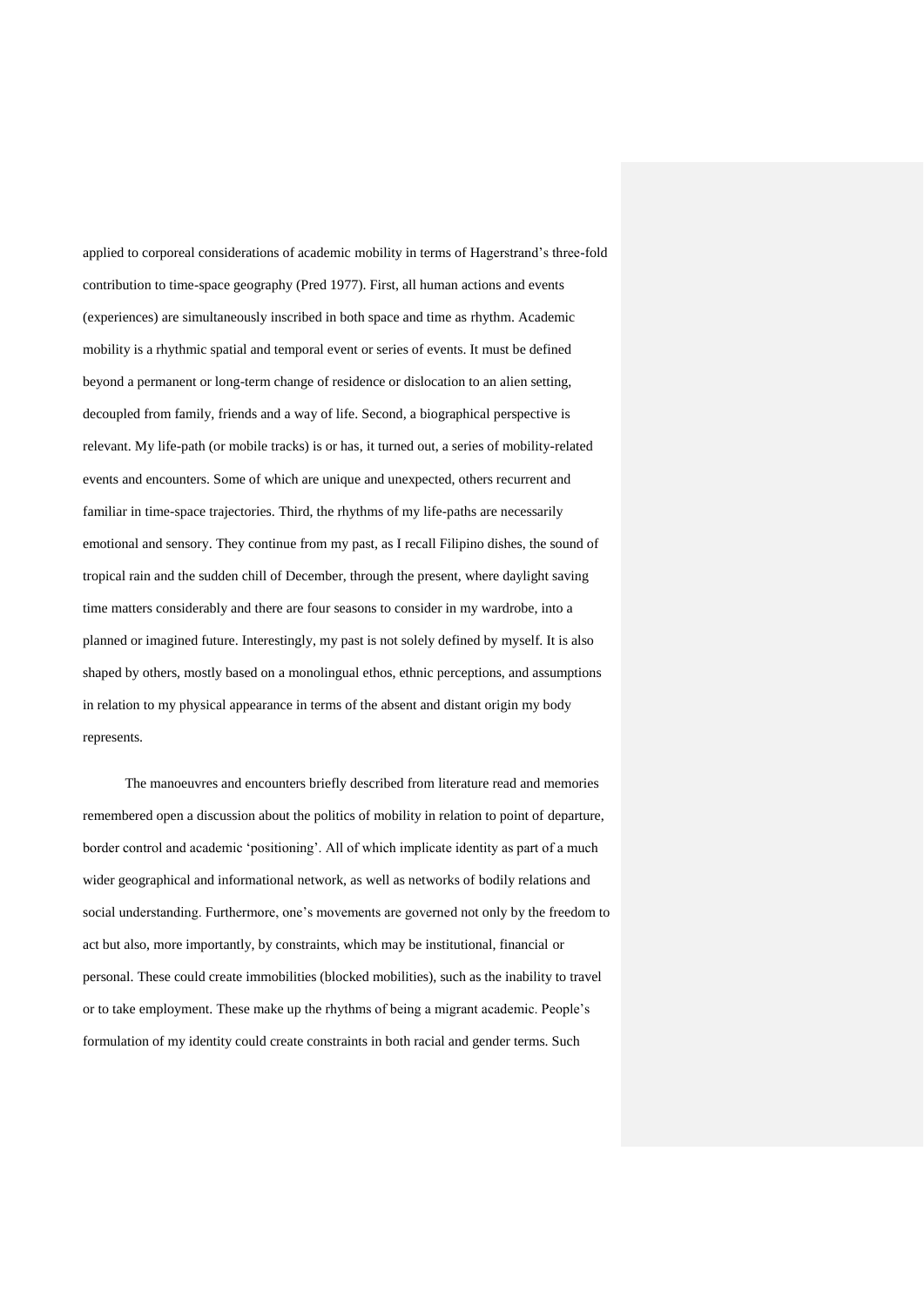applied to corporeal considerations of academic mobility in terms of Hagerstrand's three-fold contribution to time-space geography (Pred 1977). First, all human actions and events (experiences) are simultaneously inscribed in both space and time as rhythm. Academic mobility is a rhythmic spatial and temporal event or series of events. It must be defined beyond a permanent or long-term change of residence or dislocation to an alien setting, decoupled from family, friends and a way of life. Second, a biographical perspective is relevant. My life-path (or mobile tracks) is or has, it turned out, a series of mobility-related events and encounters. Some of which are unique and unexpected, others recurrent and familiar in time-space trajectories. Third, the rhythms of my life-paths are necessarily emotional and sensory. They continue from my past, as I recall Filipino dishes, the sound of tropical rain and the sudden chill of December, through the present, where daylight saving time matters considerably and there are four seasons to consider in my wardrobe, into a planned or imagined future. Interestingly, my past is not solely defined by myself. It is also shaped by others, mostly based on a monolingual ethos, ethnic perceptions, and assumptions in relation to my physical appearance in terms of the absent and distant origin my body represents.

The manoeuvres and encounters briefly described from literature read and memories remembered open a discussion about the politics of mobility in relation to point of departure, border control and academic 'positioning'. All of which implicate identity as part of a much wider geographical and informational network, as well as networks of bodily relations and social understanding. Furthermore, one's movements are governed not only by the freedom to act but also, more importantly, by constraints, which may be institutional, financial or personal. These could create immobilities (blocked mobilities), such as the inability to travel or to take employment. These make up the rhythms of being a migrant academic. People's formulation of my identity could create constraints in both racial and gender terms. Such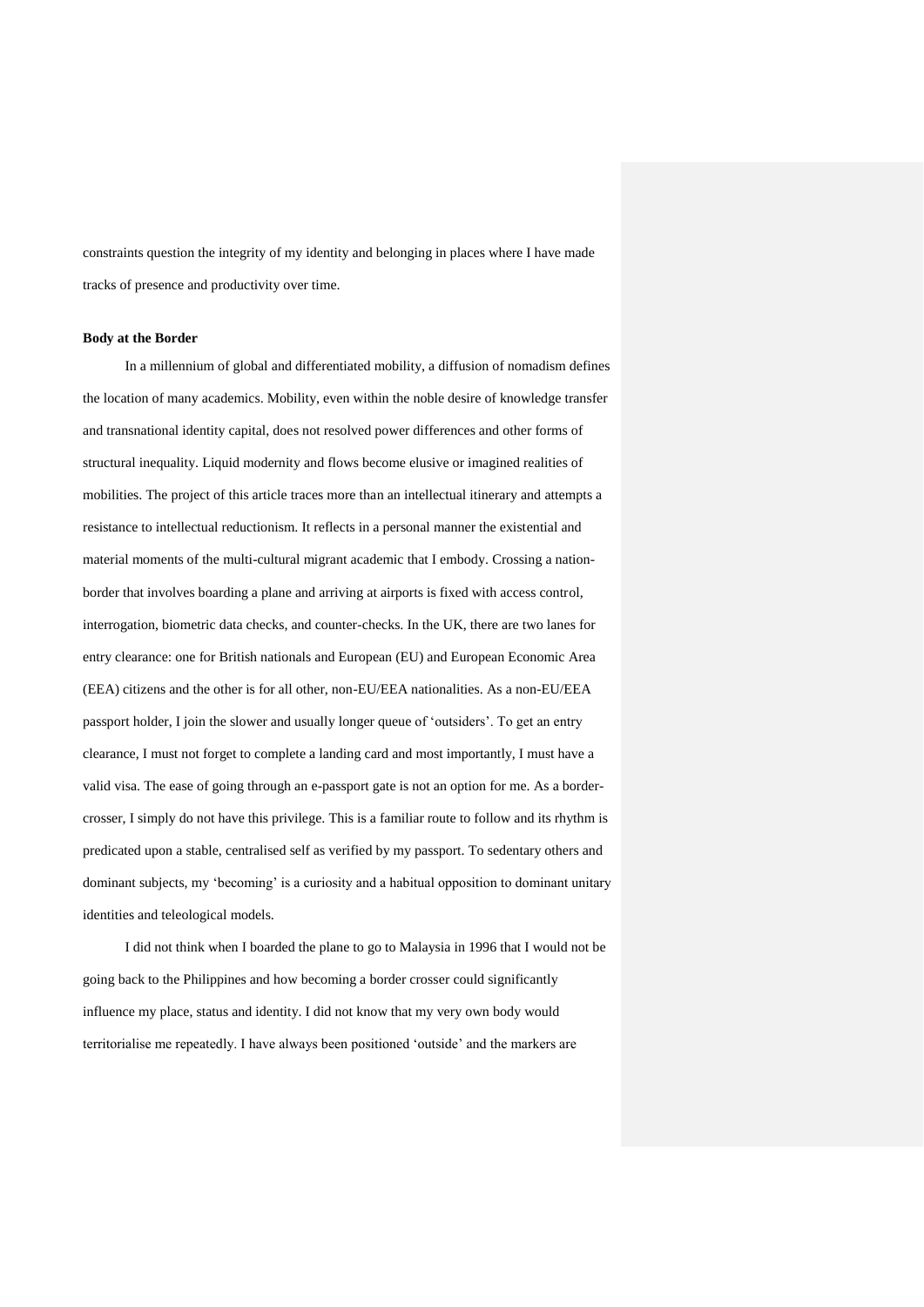constraints question the integrity of my identity and belonging in places where I have made tracks of presence and productivity over time.

**Body at the Border**

In a millennium of global and differentiated mobility, a diffusion of nomadism defines the location of many academics. Mobility, even within the noble desire of knowledge transfer and transnational identity capital, does not resolved power differences and other forms of structural inequality. Liquid modernity and flows become elusive or imagined realities of mobilities. The project of this article traces more than an intellectual itinerary and attempts a resistance to intellectual reductionism. It reflects in a personal manner the existential and material moments of the multi-cultural migrant academic that I embody. Crossing a nation-border that involves boarding a plane and arriving at airports is fixed with access control, interrogation, biometric data checks, and counter-checks. In the UK, there are two lanes for entry clearance: one for British nationals and European (EU) and European Economic Area (EEA) citizens and the other is for all other, non-EU/EEA nationalities. As a non-EU/EEA passport holder, I join the slower and usually longer queue of 'outsiders'. To get an entry clearance, I must not forget to complete a landing card and most importantly, I must have a valid visa. The ease of going through an e-passport gate is not an option for me. As a border-crosser, I simply do not have this privilege. This is a familiar route to follow and its rhythm is predicated upon a stable, centralised self as verified by my passport. To sedentary others and dominant subjects, my 'becoming' is a curiosity and a habitual opposition to dominant unitary identities and teleological models.

I did not think when I boarded the plane to go to Malaysia in 1996 that I would not be going back to the Philippines and how becoming a border crosser could significantly influence my place, status and identity. I did not know that my very own body would territorialise me repeatedly. I have always been positioned 'outside' and the markers are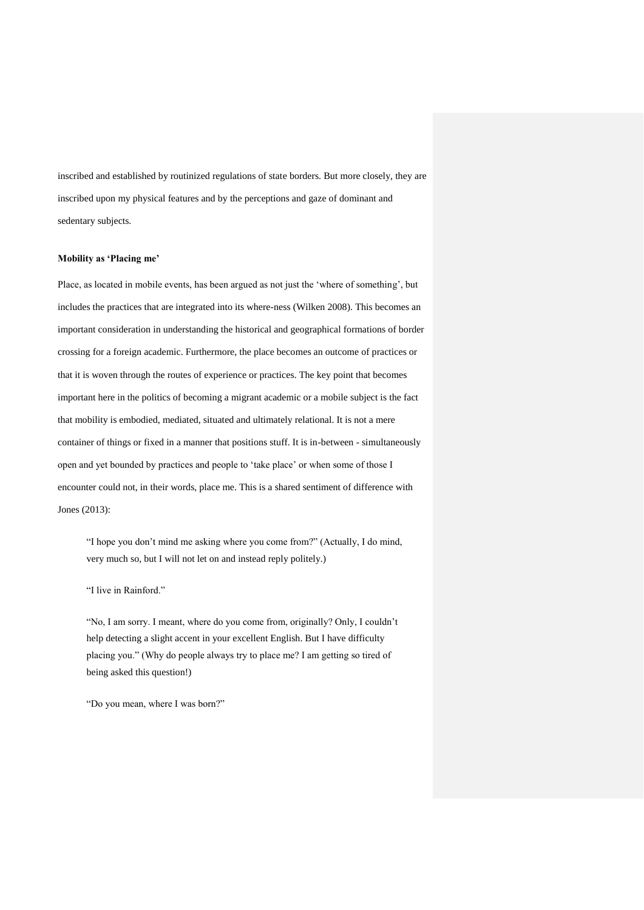inscribed and established by routinized regulations of state borders. But more closely, they are inscribed upon my physical features and by the perceptions and gaze of dominant and sedentary subjects.

**Mobility as 'Placing me'**

Place, as located in mobile events, has been argued as not just the 'where of something', but includes the practices that are integrated into its where-ness (Wilken 2008). This becomes an important consideration in understanding the historical and geographical formations of border crossing for a foreign academic. Furthermore, the place becomes an outcome of practices or that it is woven through the routes of experience or practices. The key point that becomes important here in the politics of becoming a migrant academic or a mobile subject is the fact that mobility is embodied, mediated, situated and ultimately relational. It is not a mere container of things or fixed in a manner that positions stuff. It is in-between - simultaneously open and yet bounded by practices and people to 'take place' or when some of those I encounter could not, in their words, place me. This is a shared sentiment of difference with Jones (2013):

> "I hope you don't mind me asking where you come from?" (Actually, I do mind, very much so, but I will not let on and instead reply politely.)
>
> "I live in Rainford."
>
> "No, I am sorry. I meant, where do you come from, originally? Only, I couldn't help detecting a slight accent in your excellent English. But I have difficulty placing you." (Why do people always try to place me? I am getting so tired of being asked this question!)
>
> "Do you mean, where I was born?"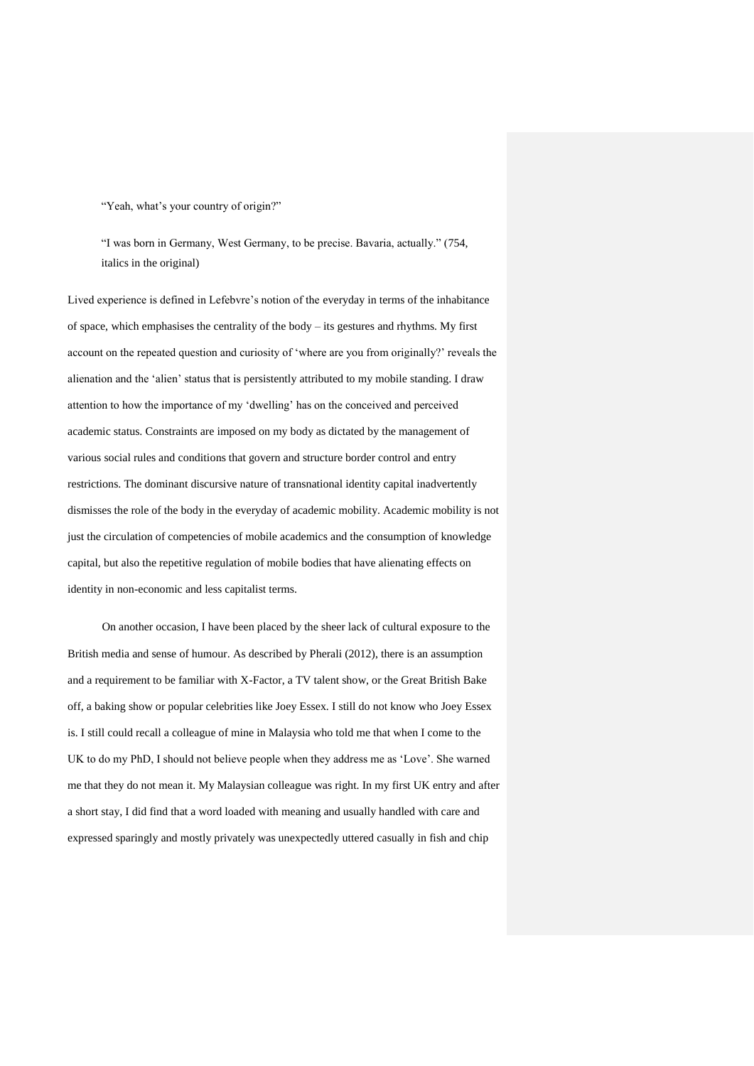> "Yeah, what's your country of origin?"
>
> "I was born in Germany, West Germany, to be precise. Bavaria, actually." (754, italics in the original)

Lived experience is defined in Lefebvre's notion of the everyday in terms of the inhabitance of space, which emphasises the centrality of the body – its gestures and rhythms. My first account on the repeated question and curiosity of 'where are you from originally?' reveals the alienation and the 'alien' status that is persistently attributed to my mobile standing. I draw attention to how the importance of my 'dwelling' has on the conceived and perceived academic status. Constraints are imposed on my body as dictated by the management of various social rules and conditions that govern and structure border control and entry restrictions. The dominant discursive nature of transnational identity capital inadvertently dismisses the role of the body in the everyday of academic mobility. Academic mobility is not just the circulation of competencies of mobile academics and the consumption of knowledge capital, but also the repetitive regulation of mobile bodies that have alienating effects on identity in non-economic and less capitalist terms.

On another occasion, I have been placed by the sheer lack of cultural exposure to the British media and sense of humour. As described by Pherali (2012), there is an assumption and a requirement to be familiar with X-Factor, a TV talent show, or the Great British Bake off, a baking show or popular celebrities like Joey Essex. I still do not know who Joey Essex is. I still could recall a colleague of mine in Malaysia who told me that when I come to the UK to do my PhD, I should not believe people when they address me as 'Love'. She warned me that they do not mean it. My Malaysian colleague was right. In my first UK entry and after a short stay, I did find that a word loaded with meaning and usually handled with care and expressed sparingly and mostly privately was unexpectedly uttered casually in fish and chip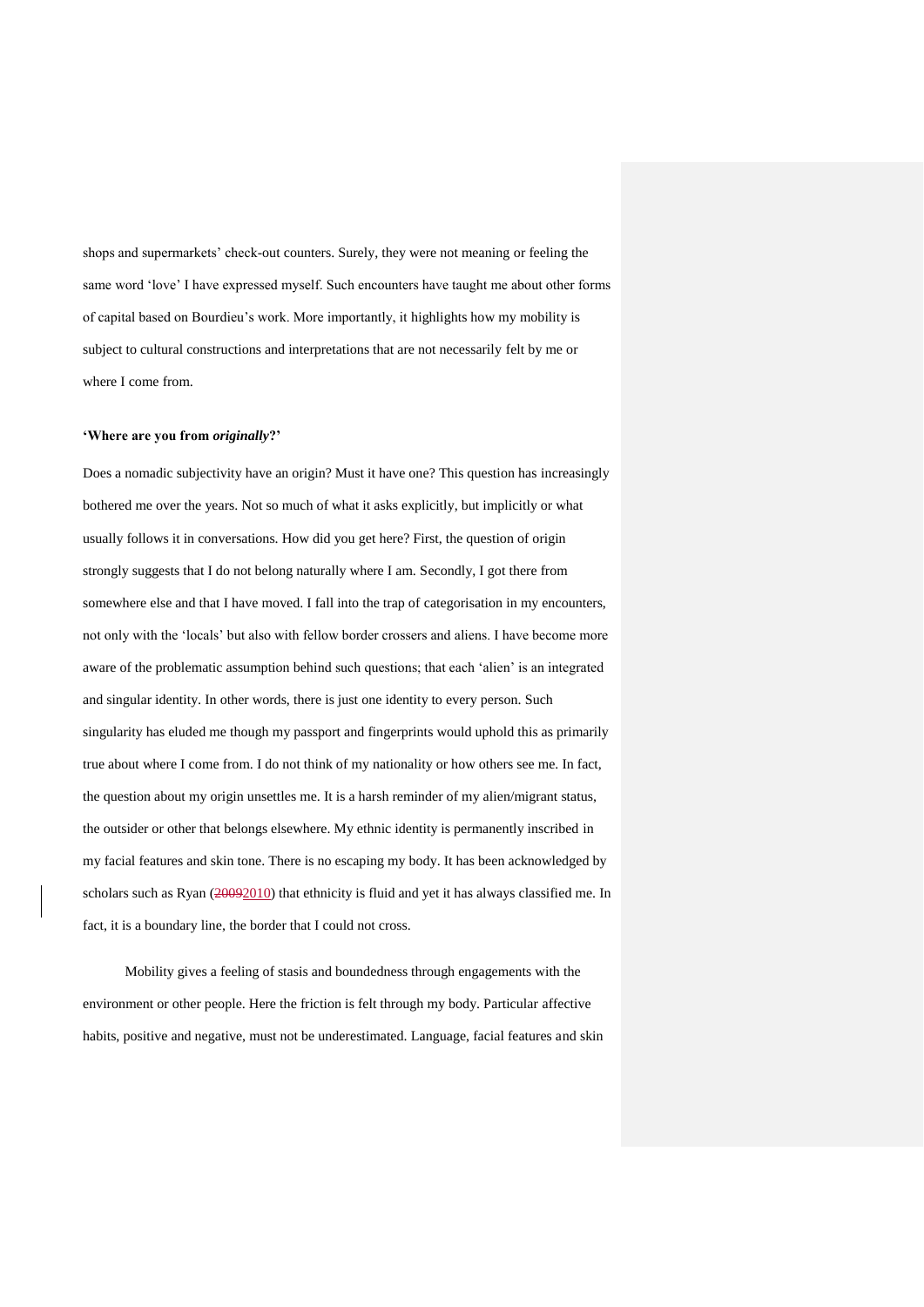shops and supermarkets' check-out counters. Surely, they were not meaning or feeling the same word 'love' I have expressed myself. Such encounters have taught me about other forms of capital based on Bourdieu's work. More importantly, it highlights how my mobility is subject to cultural constructions and interpretations that are not necessarily felt by me or where I come from.

**'Where are you from *originally*?'**

Does a nomadic subjectivity have an origin? Must it have one? This question has increasingly bothered me over the years. Not so much of what it asks explicitly, but implicitly or what usually follows it in conversations. How did you get here? First, the question of origin strongly suggests that I do not belong naturally where I am. Secondly, I got there from somewhere else and that I have moved. I fall into the trap of categorisation in my encounters, not only with the 'locals' but also with fellow border crossers and aliens. I have become more aware of the problematic assumption behind such questions; that each 'alien' is an integrated and singular identity. In other words, there is just one identity to every person. Such singularity has eluded me though my passport and fingerprints would uphold this as primarily true about where I come from. I do not think of my nationality or how others see me. In fact, the question about my origin unsettles me. It is a harsh reminder of my alien/migrant status, the outsider or other that belongs elsewhere. My ethnic identity is permanently inscribed in my facial features and skin tone. There is no escaping my body. It has been acknowledged by scholars such as Ryan (~~2009~~2010) that ethnicity is fluid and yet it has always classified me. In fact, it is a boundary line, the border that I could not cross.

Mobility gives a feeling of stasis and boundedness through engagements with the environment or other people. Here the friction is felt through my body. Particular affective habits, positive and negative, must not be underestimated. Language, facial features and skin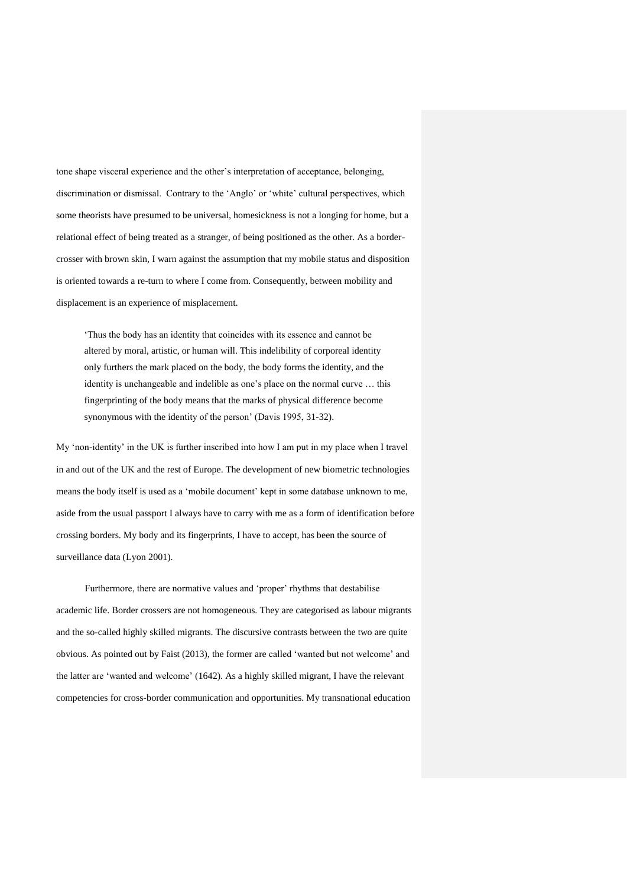tone shape visceral experience and the other's interpretation of acceptance, belonging, discrimination or dismissal. Contrary to the 'Anglo' or 'white' cultural perspectives, which some theorists have presumed to be universal, homesickness is not a longing for home, but a relational effect of being treated as a stranger, of being positioned as the other. As a border-crosser with brown skin, I warn against the assumption that my mobile status and disposition is oriented towards a re-turn to where I come from. Consequently, between mobility and displacement is an experience of misplacement.

> 'Thus the body has an identity that coincides with its essence and cannot be altered by moral, artistic, or human will. This indelibility of corporeal identity only furthers the mark placed on the body, the body forms the identity, and the identity is unchangeable and indelible as one's place on the normal curve … this fingerprinting of the body means that the marks of physical difference become synonymous with the identity of the person' (Davis 1995, 31-32).

My 'non-identity' in the UK is further inscribed into how I am put in my place when I travel in and out of the UK and the rest of Europe. The development of new biometric technologies means the body itself is used as a 'mobile document' kept in some database unknown to me, aside from the usual passport I always have to carry with me as a form of identification before crossing borders. My body and its fingerprints, I have to accept, has been the source of surveillance data (Lyon 2001).

Furthermore, there are normative values and 'proper' rhythms that destabilise academic life. Border crossers are not homogeneous. They are categorised as labour migrants and the so-called highly skilled migrants. The discursive contrasts between the two are quite obvious. As pointed out by Faist (2013), the former are called 'wanted but not welcome' and the latter are 'wanted and welcome' (1642). As a highly skilled migrant, I have the relevant competencies for cross-border communication and opportunities. My transnational education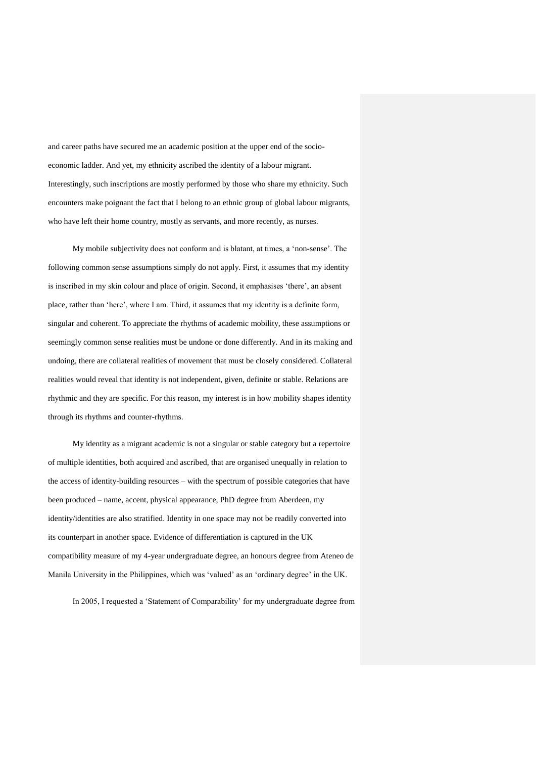and career paths have secured me an academic position at the upper end of the socio-economic ladder. And yet, my ethnicity ascribed the identity of a labour migrant. Interestingly, such inscriptions are mostly performed by those who share my ethnicity. Such encounters make poignant the fact that I belong to an ethnic group of global labour migrants, who have left their home country, mostly as servants, and more recently, as nurses.

My mobile subjectivity does not conform and is blatant, at times, a 'non-sense'. The following common sense assumptions simply do not apply. First, it assumes that my identity is inscribed in my skin colour and place of origin. Second, it emphasises 'there', an absent place, rather than 'here', where I am. Third, it assumes that my identity is a definite form, singular and coherent. To appreciate the rhythms of academic mobility, these assumptions or seemingly common sense realities must be undone or done differently. And in its making and undoing, there are collateral realities of movement that must be closely considered. Collateral realities would reveal that identity is not independent, given, definite or stable. Relations are rhythmic and they are specific. For this reason, my interest is in how mobility shapes identity through its rhythms and counter-rhythms.

My identity as a migrant academic is not a singular or stable category but a repertoire of multiple identities, both acquired and ascribed, that are organised unequally in relation to the access of identity-building resources – with the spectrum of possible categories that have been produced – name, accent, physical appearance, PhD degree from Aberdeen, my identity/identities are also stratified. Identity in one space may not be readily converted into its counterpart in another space. Evidence of differentiation is captured in the UK compatibility measure of my 4-year undergraduate degree, an honours degree from Ateneo de Manila University in the Philippines, which was 'valued' as an 'ordinary degree' in the UK.

In 2005, I requested a 'Statement of Comparability' for my undergraduate degree from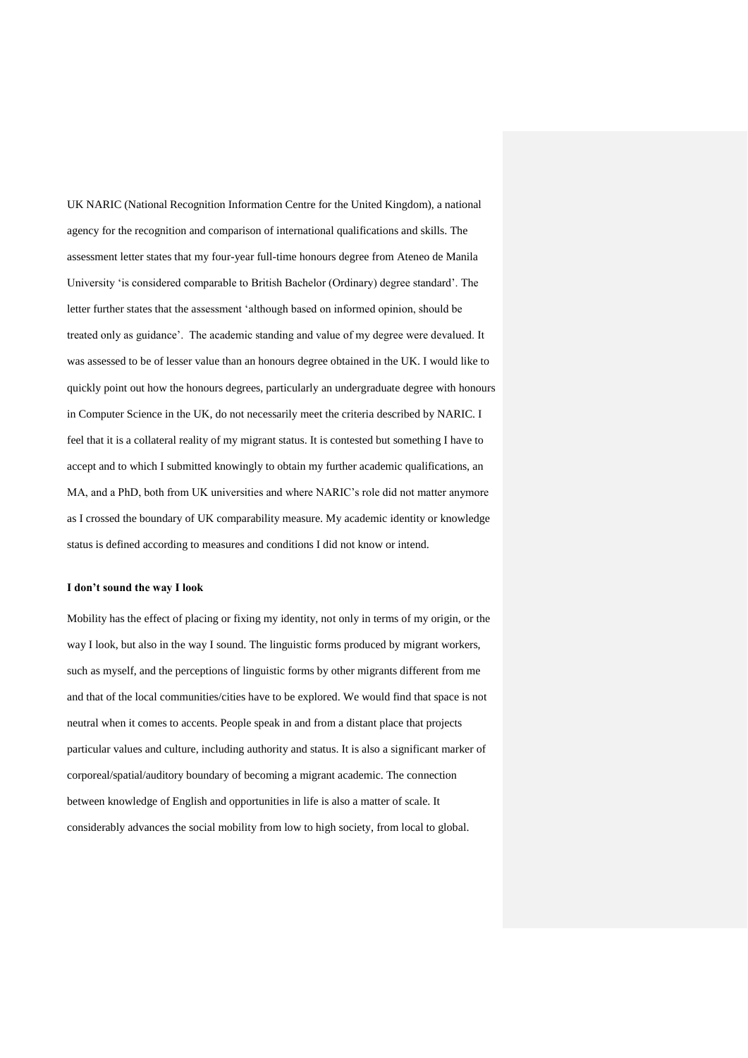UK NARIC (National Recognition Information Centre for the United Kingdom), a national agency for the recognition and comparison of international qualifications and skills. The assessment letter states that my four-year full-time honours degree from Ateneo de Manila University 'is considered comparable to British Bachelor (Ordinary) degree standard'. The letter further states that the assessment 'although based on informed opinion, should be treated only as guidance'. The academic standing and value of my degree were devalued. It was assessed to be of lesser value than an honours degree obtained in the UK. I would like to quickly point out how the honours degrees, particularly an undergraduate degree with honours in Computer Science in the UK, do not necessarily meet the criteria described by NARIC. I feel that it is a collateral reality of my migrant status. It is contested but something I have to accept and to which I submitted knowingly to obtain my further academic qualifications, an MA, and a PhD, both from UK universities and where NARIC's role did not matter anymore as I crossed the boundary of UK comparability measure. My academic identity or knowledge status is defined according to measures and conditions I did not know or intend.

**I don't sound the way I look**

Mobility has the effect of placing or fixing my identity, not only in terms of my origin, or the way I look, but also in the way I sound. The linguistic forms produced by migrant workers, such as myself, and the perceptions of linguistic forms by other migrants different from me and that of the local communities/cities have to be explored. We would find that space is not neutral when it comes to accents. People speak in and from a distant place that projects particular values and culture, including authority and status. It is also a significant marker of corporeal/spatial/auditory boundary of becoming a migrant academic. The connection between knowledge of English and opportunities in life is also a matter of scale. It considerably advances the social mobility from low to high society, from local to global.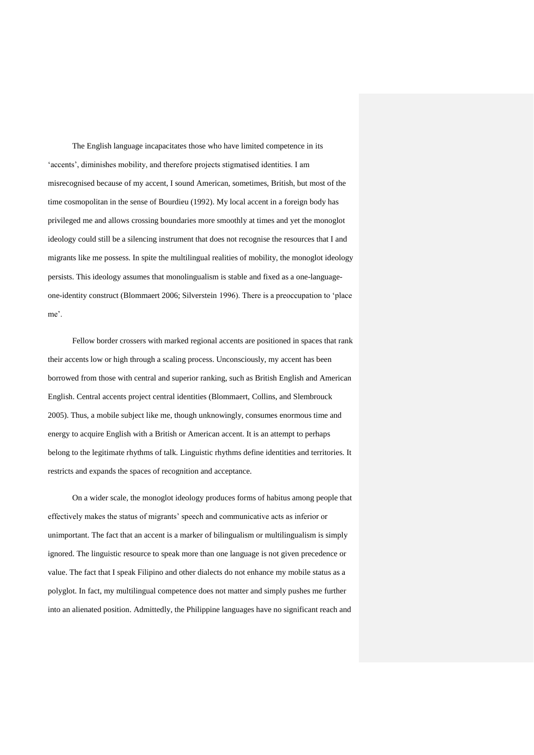The English language incapacitates those who have limited competence in its 'accents', diminishes mobility, and therefore projects stigmatised identities. I am misrecognised because of my accent, I sound American, sometimes, British, but most of the time cosmopolitan in the sense of Bourdieu (1992). My local accent in a foreign body has privileged me and allows crossing boundaries more smoothly at times and yet the monoglot ideology could still be a silencing instrument that does not recognise the resources that I and migrants like me possess. In spite the multilingual realities of mobility, the monoglot ideology persists. This ideology assumes that monolingualism is stable and fixed as a one-language-one-identity construct (Blommaert 2006; Silverstein 1996). There is a preoccupation to 'place me'.

Fellow border crossers with marked regional accents are positioned in spaces that rank their accents low or high through a scaling process. Unconsciously, my accent has been borrowed from those with central and superior ranking, such as British English and American English. Central accents project central identities (Blommaert, Collins, and Slembrouck 2005). Thus, a mobile subject like me, though unknowingly, consumes enormous time and energy to acquire English with a British or American accent. It is an attempt to perhaps belong to the legitimate rhythms of talk. Linguistic rhythms define identities and territories. It restricts and expands the spaces of recognition and acceptance.

On a wider scale, the monoglot ideology produces forms of habitus among people that effectively makes the status of migrants' speech and communicative acts as inferior or unimportant. The fact that an accent is a marker of bilingualism or multilingualism is simply ignored. The linguistic resource to speak more than one language is not given precedence or value. The fact that I speak Filipino and other dialects do not enhance my mobile status as a polyglot. In fact, my multilingual competence does not matter and simply pushes me further into an alienated position. Admittedly, the Philippine languages have no significant reach and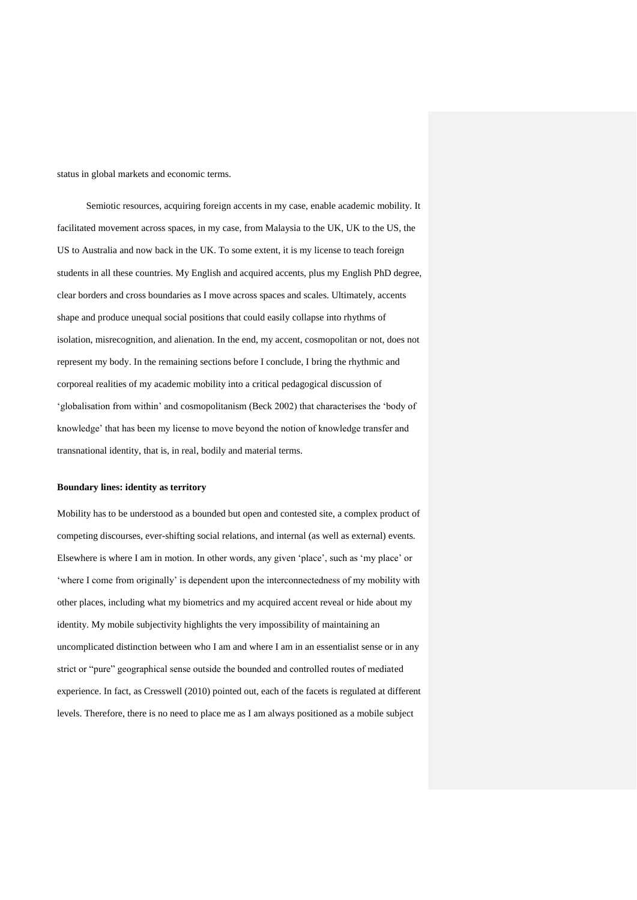status in global markets and economic terms.

Semiotic resources, acquiring foreign accents in my case, enable academic mobility. It facilitated movement across spaces, in my case, from Malaysia to the UK, UK to the US, the US to Australia and now back in the UK. To some extent, it is my license to teach foreign students in all these countries. My English and acquired accents, plus my English PhD degree, clear borders and cross boundaries as I move across spaces and scales. Ultimately, accents shape and produce unequal social positions that could easily collapse into rhythms of isolation, misrecognition, and alienation. In the end, my accent, cosmopolitan or not, does not represent my body. In the remaining sections before I conclude, I bring the rhythmic and corporeal realities of my academic mobility into a critical pedagogical discussion of 'globalisation from within' and cosmopolitanism (Beck 2002) that characterises the 'body of knowledge' that has been my license to move beyond the notion of knowledge transfer and transnational identity, that is, in real, bodily and material terms.

**Boundary lines: identity as territory**

Mobility has to be understood as a bounded but open and contested site, a complex product of competing discourses, ever-shifting social relations, and internal (as well as external) events. Elsewhere is where I am in motion. In other words, any given 'place', such as 'my place' or 'where I come from originally' is dependent upon the interconnectedness of my mobility with other places, including what my biometrics and my acquired accent reveal or hide about my identity. My mobile subjectivity highlights the very impossibility of maintaining an uncomplicated distinction between who I am and where I am in an essentialist sense or in any strict or "pure" geographical sense outside the bounded and controlled routes of mediated experience. In fact, as Cresswell (2010) pointed out, each of the facets is regulated at different levels. Therefore, there is no need to place me as I am always positioned as a mobile subject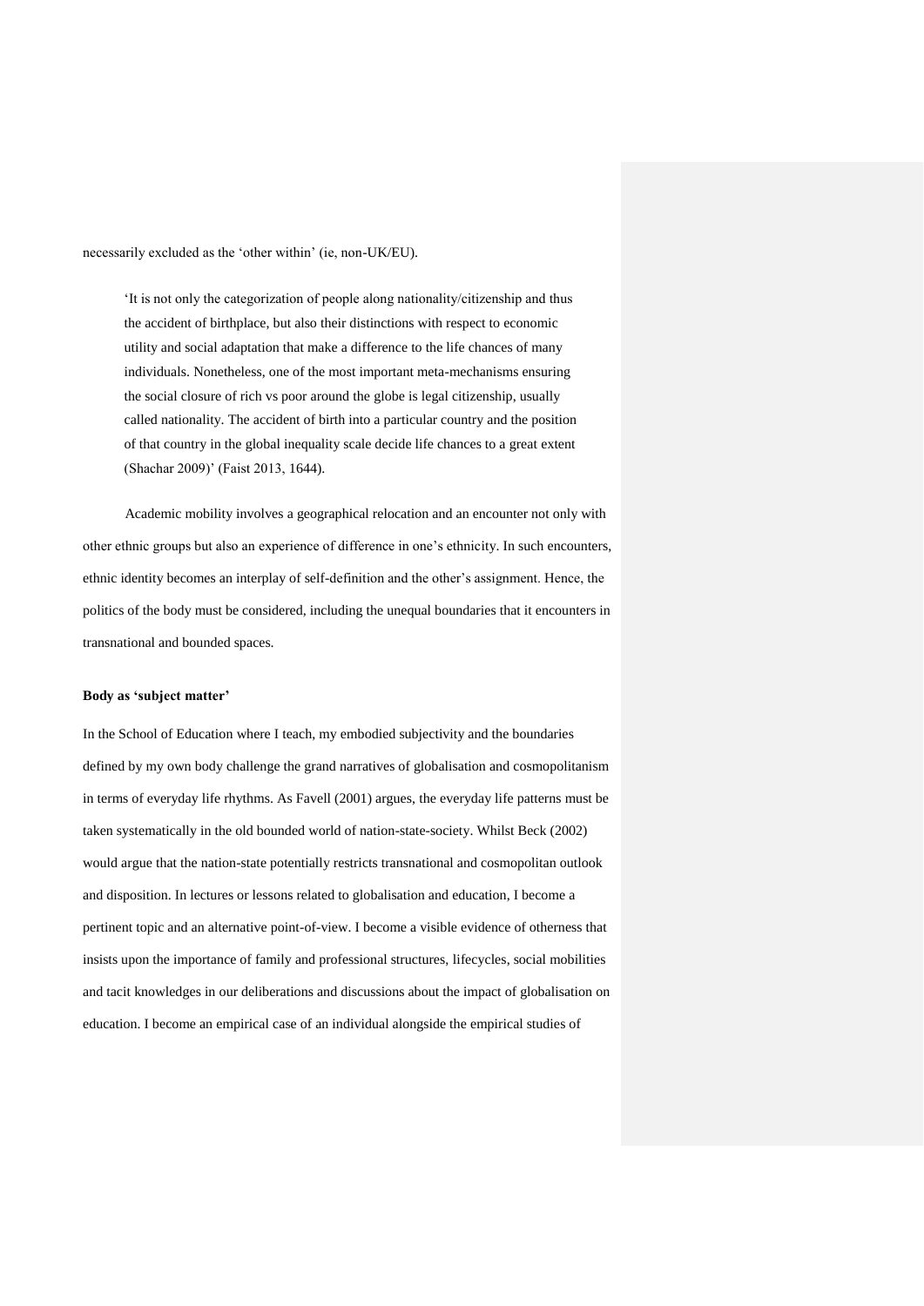necessarily excluded as the 'other within' (ie, non-UK/EU).

> 'It is not only the categorization of people along nationality/citizenship and thus the accident of birthplace, but also their distinctions with respect to economic utility and social adaptation that make a difference to the life chances of many individuals. Nonetheless, one of the most important meta-mechanisms ensuring the social closure of rich vs poor around the globe is legal citizenship, usually called nationality. The accident of birth into a particular country and the position of that country in the global inequality scale decide life chances to a great extent (Shachar 2009)' (Faist 2013, 1644).

Academic mobility involves a geographical relocation and an encounter not only with other ethnic groups but also an experience of difference in one's ethnicity. In such encounters, ethnic identity becomes an interplay of self-definition and the other's assignment. Hence, the politics of the body must be considered, including the unequal boundaries that it encounters in transnational and bounded spaces.

**Body as 'subject matter'**

In the School of Education where I teach, my embodied subjectivity and the boundaries defined by my own body challenge the grand narratives of globalisation and cosmopolitanism in terms of everyday life rhythms. As Favell (2001) argues, the everyday life patterns must be taken systematically in the old bounded world of nation-state-society. Whilst Beck (2002) would argue that the nation-state potentially restricts transnational and cosmopolitan outlook and disposition. In lectures or lessons related to globalisation and education, I become a pertinent topic and an alternative point-of-view. I become a visible evidence of otherness that insists upon the importance of family and professional structures, lifecycles, social mobilities and tacit knowledges in our deliberations and discussions about the impact of globalisation on education. I become an empirical case of an individual alongside the empirical studies of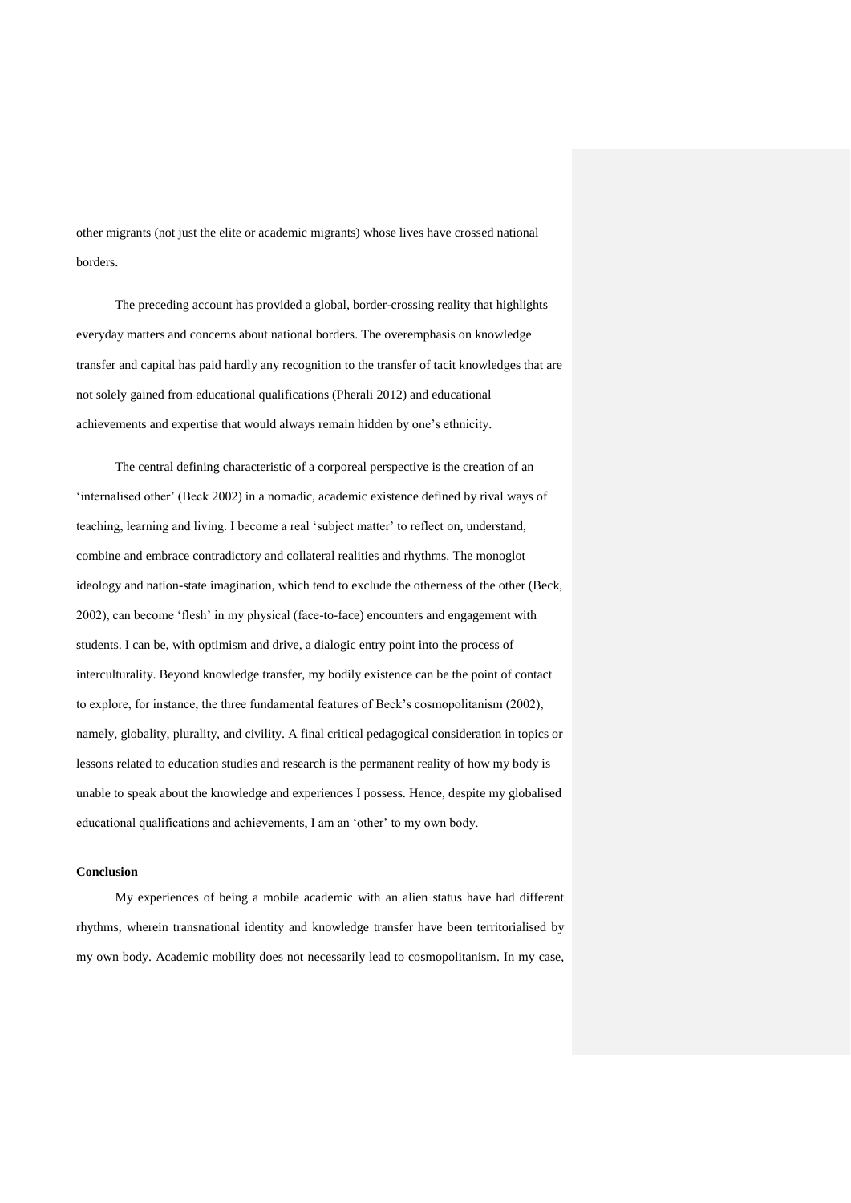other migrants (not just the elite or academic migrants) whose lives have crossed national borders.

The preceding account has provided a global, border-crossing reality that highlights everyday matters and concerns about national borders. The overemphasis on knowledge transfer and capital has paid hardly any recognition to the transfer of tacit knowledges that are not solely gained from educational qualifications (Pherali 2012) and educational achievements and expertise that would always remain hidden by one's ethnicity.

The central defining characteristic of a corporeal perspective is the creation of an 'internalised other' (Beck 2002) in a nomadic, academic existence defined by rival ways of teaching, learning and living. I become a real 'subject matter' to reflect on, understand, combine and embrace contradictory and collateral realities and rhythms. The monoglot ideology and nation-state imagination, which tend to exclude the otherness of the other (Beck, 2002), can become 'flesh' in my physical (face-to-face) encounters and engagement with students. I can be, with optimism and drive, a dialogic entry point into the process of interculturality. Beyond knowledge transfer, my bodily existence can be the point of contact to explore, for instance, the three fundamental features of Beck's cosmopolitanism (2002), namely, globality, plurality, and civility. A final critical pedagogical consideration in topics or lessons related to education studies and research is the permanent reality of how my body is unable to speak about the knowledge and experiences I possess. Hence, despite my globalised educational qualifications and achievements, I am an 'other' to my own body.

**Conclusion**

My experiences of being a mobile academic with an alien status have had different rhythms, wherein transnational identity and knowledge transfer have been territorialised by my own body. Academic mobility does not necessarily lead to cosmopolitanism. In my case,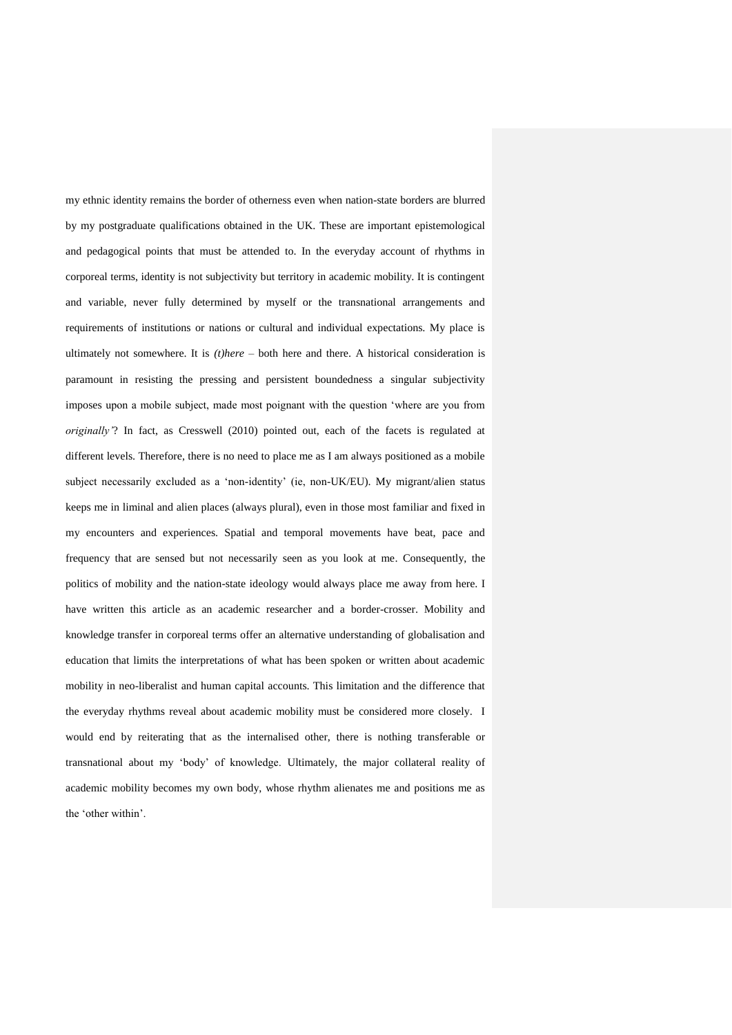my ethnic identity remains the border of otherness even when nation-state borders are blurred by my postgraduate qualifications obtained in the UK. These are important epistemological and pedagogical points that must be attended to. In the everyday account of rhythms in corporeal terms, identity is not subjectivity but territory in academic mobility. It is contingent and variable, never fully determined by myself or the transnational arrangements and requirements of institutions or nations or cultural and individual expectations. My place is ultimately not somewhere. It is *(t)here* – both here and there. A historical consideration is paramount in resisting the pressing and persistent boundedness a singular subjectivity imposes upon a mobile subject, made most poignant with the question 'where are you from *originally'*? In fact, as Cresswell (2010) pointed out, each of the facets is regulated at different levels. Therefore, there is no need to place me as I am always positioned as a mobile subject necessarily excluded as a 'non-identity' (ie, non-UK/EU). My migrant/alien status keeps me in liminal and alien places (always plural), even in those most familiar and fixed in my encounters and experiences. Spatial and temporal movements have beat, pace and frequency that are sensed but not necessarily seen as you look at me. Consequently, the politics of mobility and the nation-state ideology would always place me away from here. I have written this article as an academic researcher and a border-crosser. Mobility and knowledge transfer in corporeal terms offer an alternative understanding of globalisation and education that limits the interpretations of what has been spoken or written about academic mobility in neo-liberalist and human capital accounts. This limitation and the difference that the everyday rhythms reveal about academic mobility must be considered more closely. I would end by reiterating that as the internalised other, there is nothing transferable or transnational about my 'body' of knowledge. Ultimately, the major collateral reality of academic mobility becomes my own body, whose rhythm alienates me and positions me as the 'other within'.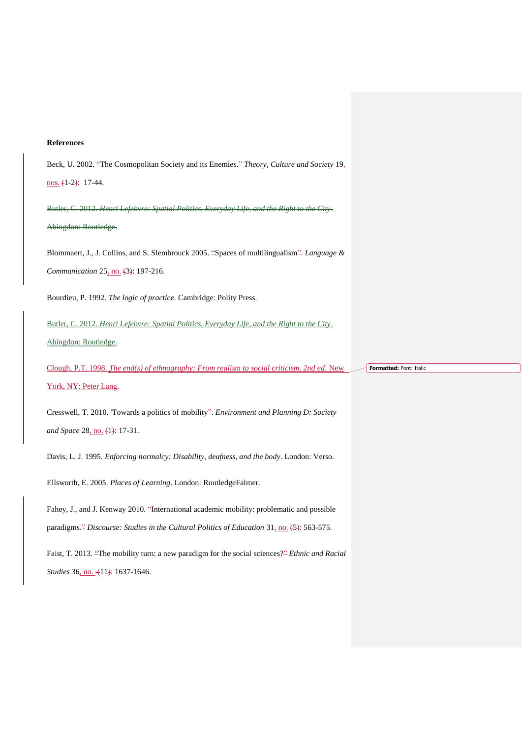## References

Beck, U. 2002. "The Cosmopolitan Society and its Enemies." *Theory, Culture and Society* 19, nos. 1-2: 17-44.

Blommaert, J., J. Collins, and S. Slembrouck 2005. "Spaces of multilingualism". *Language & Communication* 25, no. 3: 197-216.

Bourdieu, P. 1992. *The logic of practice.* Cambridge: Polity Press.

Butler, C. 2012. *Henri Lefebvre: Spatial Politics, Everyday Life, and the Right to the City*. Abingdon: Routledge.

Clough, P.T. 1998. *The end(s) of ethnography: From realism to social criticism. 2nd ed*. New York, NY: Peter Lang.

Cresswell, T. 2010. 'Towards a politics of mobility". *Environment and Planning D: Society and Space* 28, no. 1: 17-31.

Davis, L. J. 1995. *Enforcing normalcy: Disability, deafness, and the body*. London: Verso.

Ellsworth, E. 2005. *Places of Learning*. London: RoutledgeFalmer.

Fahey, J., and J. Kenway 2010. "International academic mobility: problematic and possible paradigms." *Discourse: Studies in the Cultural Politics of Education* 31, no. 5: 563-575.

Faist, T. 2013. "The mobility turn: a new paradigm for the social sciences?" *Ethnic and Racial Studies* 36, no. 11: 1637-1646.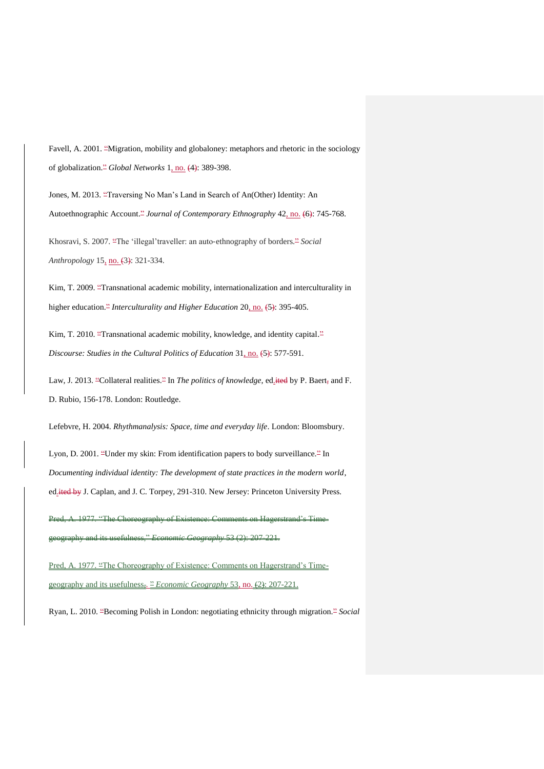Favell, A. 2001. "Migration, mobility and globaloney: metaphors and rhetoric in the sociology of globalization." *Global Networks* 1, no. 4: 389-398.

Jones, M. 2013. "Traversing No Man's Land in Search of An(Other) Identity: An Autoethnographic Account." *Journal of Contemporary Ethnography* 42, no. 6: 745-768.

Khosravi, S. 2007. "The 'illegal'traveller: an auto-ethnography of borders." *Social Anthropology* 15, no. 3: 321-334.

Kim, T. 2009. "Transnational academic mobility, internationalization and interculturality in higher education." *Interculturality and Higher Education* 20, no. 5: 395-405.

Kim, T. 2010. "Transnational academic mobility, knowledge, and identity capital." *Discourse: Studies in the Cultural Politics of Education* 31, no. 5: 577-591.

Law, J. 2013. "Collateral realities." In *The politics of knowledge*, ed. by P. Baert and F. D. Rubio, 156-178. London: Routledge.

Lefebvre, H. 2004. *Rhythmanalysis: Space, time and everyday life*. London: Bloomsbury.

Lyon, D. 2001. "Under my skin: From identification papers to body surveillance." In *Documenting individual identity: The development of state practices in the modern world*, ed. J. Caplan, and J. C. Torpey, 291-310. New Jersey: Princeton University Press.

Pred, A. 1977. "The Choreography of Existence: Comments on Hagerstrand's Time-geography and its usefulness." *Economic Geography* 53, no. 2: 207-221.

Ryan, L. 2010. "Becoming Polish in London: negotiating ethnicity through migration." *Social*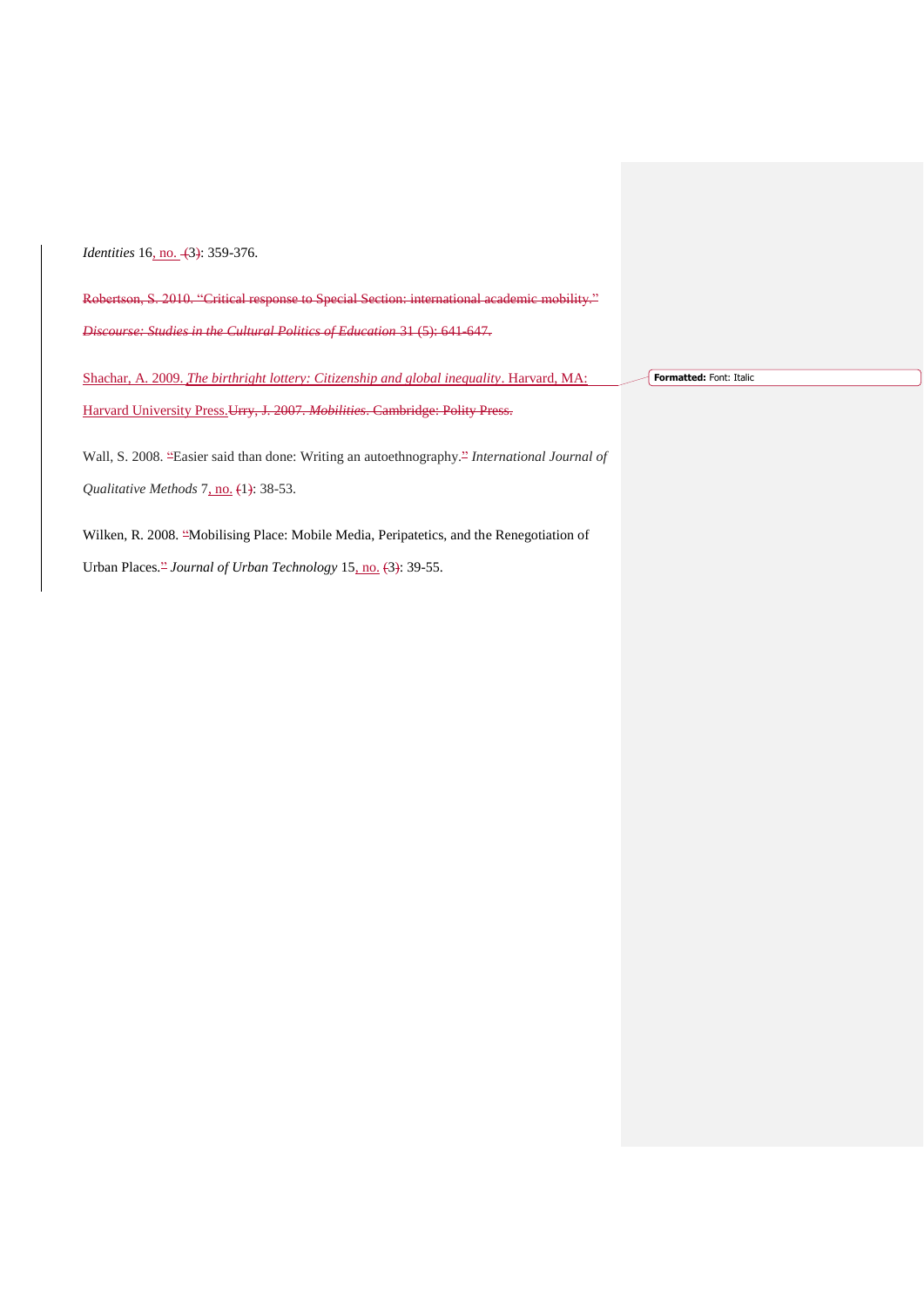*Identities* 16, no. (3): 359-376.

Robertson, S. 2010. "Critical response to Special Section: international academic mobility." *Discourse: Studies in the Cultural Politics of Education* 31 (5): 641-647.

Shachar, A. 2009. *The birthright lottery: Citizenship and global inequality*. Harvard, MA: Harvard University Press.Urry, J. 2007. *Mobilities*. Cambridge: Polity Press.

Wall, S. 2008. "Easier said than done: Writing an autoethnography." *International Journal of Qualitative Methods* 7, no. (1): 38-53.

Wilken, R. 2008. "Mobilising Place: Mobile Media, Peripatetics, and the Renegotiation of Urban Places." *Journal of Urban Technology* 15, no. (3): 39-55.